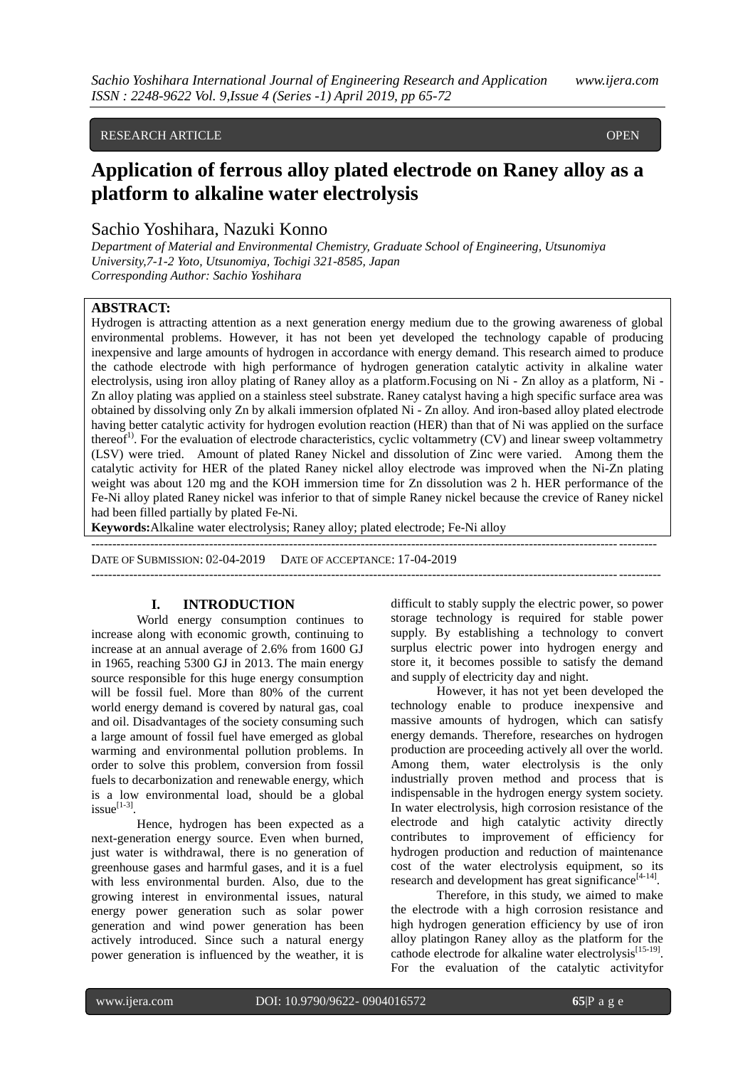RESEARCH ARTICLE OPEN

# Application of ferrous alloy plated electrode on Raney alloy as a platform to alkaline water electrolysis

Sachio Yoshihara, Nazuki Konno

*Department of Material and Environmental Chemistry, Graduate School of Engineering, Utsunomiya University,7-1-2 Yoto, Utsunomiya, Tochigi 321-8585, Japan*
*Corresponding Author: Sachio Yoshihara*

**ABSTRACT:**
Hydrogen is attracting attention as a next generation energy medium due to the growing awareness of global environmental problems. However, it has not been yet developed the technology capable of producing inexpensive and large amounts of hydrogen in accordance with energy demand. This research aimed to produce the cathode electrode with high performance of hydrogen generation catalytic activity in alkaline water electrolysis, using iron alloy plating of Raney alloy as a platform.Focusing on Ni - Zn alloy as a platform, Ni - Zn alloy plating was applied on a stainless steel substrate. Raney catalyst having a high specific surface area was obtained by dissolving only Zn by alkali immersion ofplated Ni - Zn alloy. And iron-based alloy plated electrode having better catalytic activity for hydrogen evolution reaction (HER) than that of Ni was applied on the surface thereof[1)]. For the evaluation of electrode characteristics, cyclic voltammetry (CV) and linear sweep voltammetry (LSV) were tried. Amount of plated Raney Nickel and dissolution of Zinc were varied. Among them the catalytic activity for HER of the plated Raney nickel alloy electrode was improved when the Ni-Zn plating weight was about 120 mg and the KOH immersion time for Zn dissolution was 2 h. HER performance of the Fe-Ni alloy plated Raney nickel was inferior to that of simple Raney nickel because the crevice of Raney nickel had been filled partially by plated Fe-Ni.

**Keywords:**Alkaline water electrolysis; Raney alloy; plated electrode; Fe-Ni alloy

---

DATE OF SUBMISSION: 02-04-2019 DATE OF ACCEPTANCE: 17-04-2019

---

## I. INTRODUCTION

World energy consumption continues to increase along with economic growth, continuing to increase at an annual average of 2.6% from 1600 GJ in 1965, reaching 5300 GJ in 2013. The main energy source responsible for this huge energy consumption will be fossil fuel. More than 80% of the current world energy demand is covered by natural gas, coal and oil. Disadvantages of the society consuming such a large amount of fossil fuel have emerged as global warming and environmental pollution problems. In order to solve this problem, conversion from fossil fuels to decarbonization and renewable energy, which is a low environmental load, should be a global issue[1-3].

Hence, hydrogen has been expected as a next-generation energy source. Even when burned, just water is withdrawal, there is no generation of greenhouse gases and harmful gases, and it is a fuel with less environmental burden. Also, due to the growing interest in environmental issues, natural energy power generation such as solar power generation and wind power generation has been actively introduced. Since such a natural energy power generation is influenced by the weather, it is difficult to stably supply the electric power, so power storage technology is required for stable power supply. By establishing a technology to convert surplus electric power into hydrogen energy and store it, it becomes possible to satisfy the demand and supply of electricity day and night.

However, it has not yet been developed the technology enable to produce inexpensive and massive amounts of hydrogen, which can satisfy energy demands. Therefore, researches on hydrogen production are proceeding actively all over the world. Among them, water electrolysis is the only industrially proven method and process that is indispensable in the hydrogen energy system society. In water electrolysis, high corrosion resistance of the electrode and high catalytic activity directly contributes to improvement of efficiency for hydrogen production and reduction of maintenance cost of the water electrolysis equipment, so its research and development has great significance[4-14].

Therefore, in this study, we aimed to make the electrode with a high corrosion resistance and high hydrogen generation efficiency by use of iron alloy platingon Raney alloy as the platform for the cathode electrode for alkaline water electrolysis[15-19]. For the evaluation of the catalytic activityfor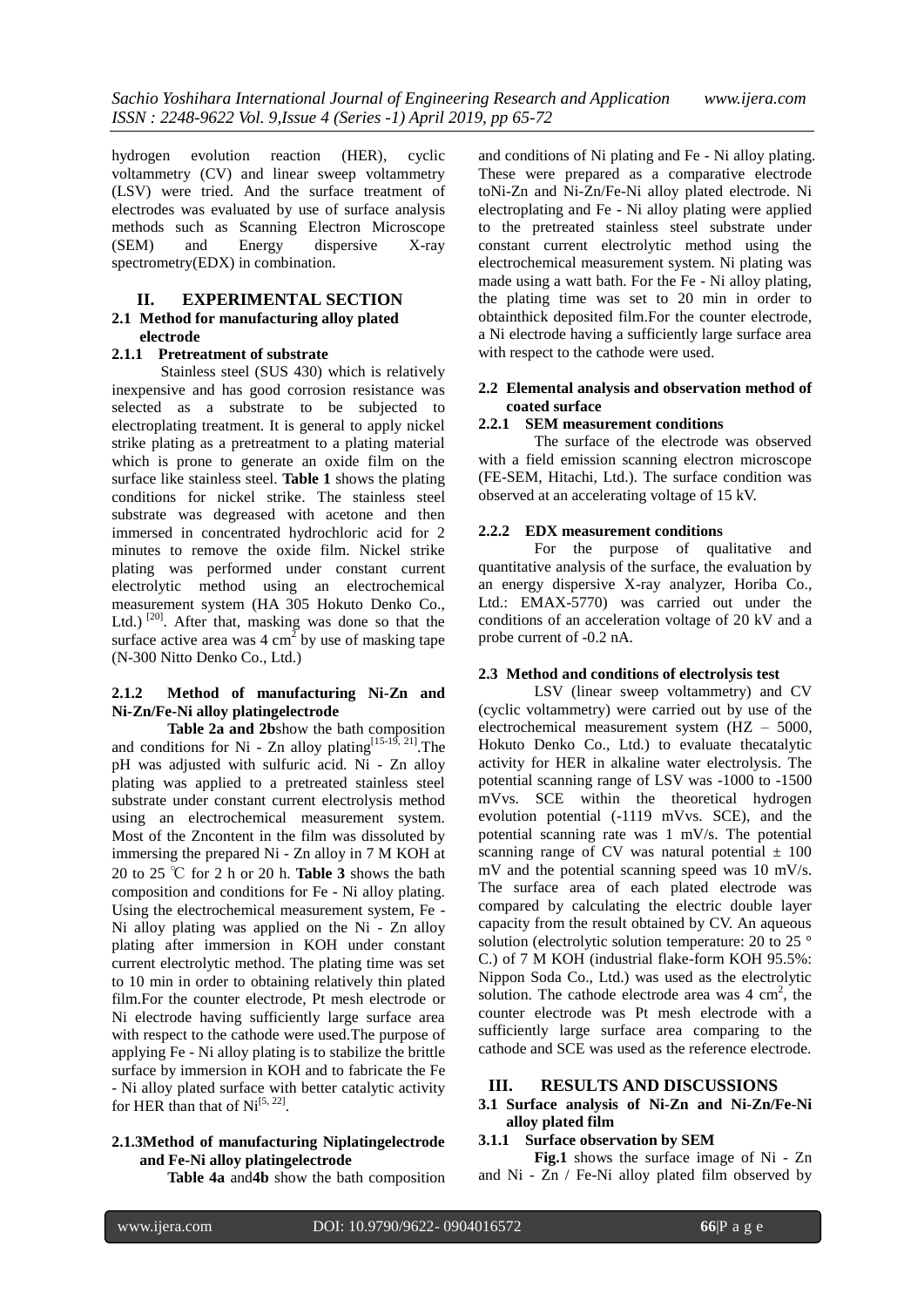hydrogen evolution reaction (HER), cyclic voltammetry (CV) and linear sweep voltammetry (LSV) were tried. And the surface treatment of electrodes was evaluated by use of surface analysis methods such as Scanning Electron Microscope (SEM) and Energy dispersive X-ray spectrometry(EDX) in combination.

## II. EXPERIMENTAL SECTION

### 2.1 Method for manufacturing alloy plated electrode

#### 2.1.1 Pretreatment of substrate

Stainless steel (SUS 430) which is relatively inexpensive and has good corrosion resistance was selected as a substrate to be subjected to electroplating treatment. It is general to apply nickel strike plating as a pretreatment to a plating material which is prone to generate an oxide film on the surface like stainless steel. **Table 1** shows the plating conditions for nickel strike. The stainless steel substrate was degreased with acetone and then immersed in concentrated hydrochloric acid for 2 minutes to remove the oxide film. Nickel strike plating was performed under constant current electrolytic method using an electrochemical measurement system (HA 305 Hokuto Denko Co., Ltd.) [20]. After that, masking was done so that the surface active area was 4 $cm^2$ by use of masking tape (N-300 Nitto Denko Co., Ltd.)

#### 2.1.2 Method of manufacturing Ni-Zn and Ni-Zn/Fe-Ni alloy platingelectrode

**Table 2a and 2b**show the bath composition and conditions for Ni - Zn alloy plating[15-19, 21].The pH was adjusted with sulfuric acid. Ni - Zn alloy plating was applied to a pretreated stainless steel substrate under constant current electrolysis method using an electrochemical measurement system. Most of the Zncontent in the film was dissoluted by immersing the prepared Ni - Zn alloy in 7 M KOH at 20 to 25 ℃ for 2 h or 20 h. **Table 3** shows the bath composition and conditions for Fe - Ni alloy plating. Using the electrochemical measurement system, Fe - Ni alloy plating was applied on the Ni - Zn alloy plating after immersion in KOH under constant current electrolytic method. The plating time was set to 10 min in order to obtaining relatively thin plated film.For the counter electrode, Pt mesh electrode or Ni electrode having sufficiently large surface area with respect to the cathode were used.The purpose of applying Fe - Ni alloy plating is to stabilize the brittle surface by immersion in KOH and to fabricate the Fe - Ni alloy plated surface with better catalytic activity for HER than that of Ni[5, 22].

#### 2.1.3Method of manufacturing Niplatingelectrode and Fe-Ni alloy platingelectrode

**Table 4a** and**4b** show the bath composition and conditions of Ni plating and Fe - Ni alloy plating. These were prepared as a comparative electrode toNi-Zn and Ni-Zn/Fe-Ni alloy plated electrode. Ni electroplating and Fe - Ni alloy plating were applied to the pretreated stainless steel substrate under constant current electrolytic method using the electrochemical measurement system. Ni plating was made using a watt bath. For the Fe - Ni alloy plating, the plating time was set to 20 min in order to obtainthick deposited film.For the counter electrode, a Ni electrode having a sufficiently large surface area with respect to the cathode were used.

### 2.2 Elemental analysis and observation method of coated surface

#### 2.2.1 SEM measurement conditions

The surface of the electrode was observed with a field emission scanning electron microscope (FE-SEM, Hitachi, Ltd.). The surface condition was observed at an accelerating voltage of 15 kV.

#### 2.2.2 EDX measurement conditions

For the purpose of qualitative and quantitative analysis of the surface, the evaluation by an energy dispersive X-ray analyzer, Horiba Co., Ltd.: EMAX-5770) was carried out under the conditions of an acceleration voltage of 20 kV and a probe current of -0.2 nA.

### 2.3 Method and conditions of electrolysis test

LSV (linear sweep voltammetry) and CV (cyclic voltammetry) were carried out by use of the electrochemical measurement system (HZ – 5000, Hokuto Denko Co., Ltd.) to evaluate thecatalytic activity for HER in alkaline water electrolysis. The potential scanning range of LSV was -1000 to -1500 mVvs. SCE within the theoretical hydrogen evolution potential (-1119 mVvs. SCE), and the potential scanning rate was 1 mV/s. The potential scanning range of CV was natural potential ± 100 mV and the potential scanning speed was 10 mV/s. The surface area of each plated electrode was compared by calculating the electric double layer capacity from the result obtained by CV. An aqueous solution (electrolytic solution temperature: 20 to 25 ° C.) of 7 M KOH (industrial flake-form KOH 95.5%: Nippon Soda Co., Ltd.) was used as the electrolytic solution. The cathode electrode area was 4 $cm^2$, the counter electrode was Pt mesh electrode with a sufficiently large surface area comparing to the cathode and SCE was used as the reference electrode.

## III. RESULTS AND DISCUSSIONS

### 3.1 Surface analysis of Ni-Zn and Ni-Zn/Fe-Ni alloy plated film

#### 3.1.1 Surface observation by SEM

**Fig.1** shows the surface image of Ni - Zn and Ni - Zn / Fe-Ni alloy plated film observed by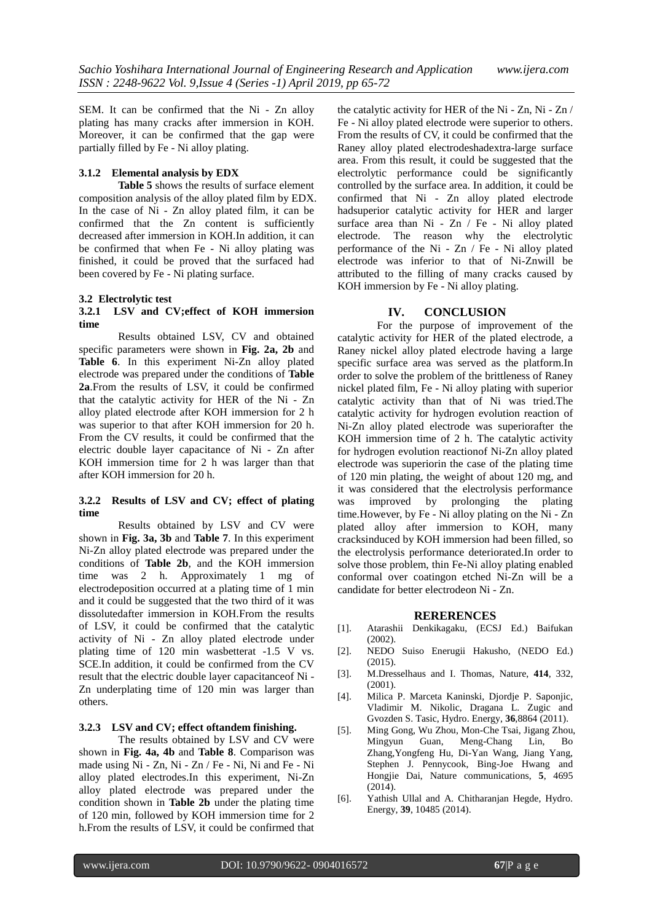SEM. It can be confirmed that the Ni - Zn alloy plating has many cracks after immersion in KOH. Moreover, it can be confirmed that the gap were partially filled by Fe - Ni alloy plating.

#### 3.1.2 Elemental analysis by EDX

**Table 5** shows the results of surface element composition analysis of the alloy plated film by EDX. In the case of Ni - Zn alloy plated film, it can be confirmed that the Zn content is sufficiently decreased after immersion in KOH.In addition, it can be confirmed that when Fe - Ni alloy plating was finished, it could be proved that the surfaced had been covered by Fe - Ni plating surface.

### 3.2 Electrolytic test

#### 3.2.1 LSV and CV;effect of KOH immersion time

Results obtained LSV, CV and obtained specific parameters were shown in **Fig. 2a, 2b** and **Table 6**. In this experiment Ni-Zn alloy plated electrode was prepared under the conditions of **Table 2a**.From the results of LSV, it could be confirmed that the catalytic activity for HER of the Ni - Zn alloy plated electrode after KOH immersion for 2 h was superior to that after KOH immersion for 20 h. From the CV results, it could be confirmed that the electric double layer capacitance of Ni - Zn after KOH immersion time for 2 h was larger than that after KOH immersion for 20 h.

#### 3.2.2 Results of LSV and CV; effect of plating time

Results obtained by LSV and CV were shown in **Fig. 3a, 3b** and **Table 7**. In this experiment Ni-Zn alloy plated electrode was prepared under the conditions of **Table 2b**, and the KOH immersion time was 2 h. Approximately 1 mg of electrodeposition occurred at a plating time of 1 min and it could be suggested that the two third of it was dissolutedafter immersion in KOH.From the results of LSV, it could be confirmed that the catalytic activity of Ni - Zn alloy plated electrode under plating time of 120 min wasbetterat -1.5 V vs. SCE.In addition, it could be confirmed from the CV result that the electric double layer capacitanceof Ni - Zn underplating time of 120 min was larger than others.

#### 3.2.3 LSV and CV; effect oftandem finishing.

The results obtained by LSV and CV were shown in **Fig. 4a, 4b** and **Table 8**. Comparison was made using Ni - Zn, Ni - Zn / Fe - Ni, Ni and Fe - Ni alloy plated electrodes.In this experiment, Ni-Zn alloy plated electrode was prepared under the condition shown in **Table 2b** under the plating time of 120 min, followed by KOH immersion time for 2 h.From the results of LSV, it could be confirmed that the catalytic activity for HER of the Ni - Zn, Ni - Zn / Fe - Ni alloy plated electrode were superior to others. From the results of CV, it could be confirmed that the Raney alloy plated electrodeshadextra-large surface area. From this result, it could be suggested that the electrolytic performance could be significantly controlled by the surface area. In addition, it could be confirmed that Ni - Zn alloy plated electrode hadsuperior catalytic activity for HER and larger surface area than Ni - Zn / Fe - Ni alloy plated electrode. The reason why the electrolytic performance of the Ni - Zn / Fe - Ni alloy plated electrode was inferior to that of Ni-Znwill be attributed to the filling of many cracks caused by KOH immersion by Fe - Ni alloy plating.

## IV. CONCLUSION

For the purpose of improvement of the catalytic activity for HER of the plated electrode, a Raney nickel alloy plated electrode having a large specific surface area was served as the platform.In order to solve the problem of the brittleness of Raney nickel plated film, Fe - Ni alloy plating with superior catalytic activity than that of Ni was tried.The catalytic activity for hydrogen evolution reaction of Ni-Zn alloy plated electrode was superiorafter the KOH immersion time of 2 h. The catalytic activity for hydrogen evolution reactionof Ni-Zn alloy plated electrode was superiorin the case of the plating time of 120 min plating, the weight of about 120 mg, and it was considered that the electrolysis performance was improved by prolonging the plating time.However, by Fe - Ni alloy plating on the Ni - Zn plated alloy after immersion to KOH, many cracksinduced by KOH immersion had been filled, so the electrolysis performance deteriorated.In order to solve those problem, thin Fe-Ni alloy plating enabled conformal over coatingon etched Ni-Zn will be a candidate for better electrodeon Ni - Zn.

## RERERENCES

[1]. Atarashii Denkikagaku, (ECSJ Ed.) Baifukan (2002).

[2]. NEDO Suiso Enerugii Hakusho, (NEDO Ed.) (2015).

[3]. M.Dresselhaus and I. Thomas, Nature, **414**, 332, (2001).

[4]. Milica P. Marceta Kaninski, Djordje P. Saponjic, Vladimir M. Nikolic, Dragana L. Zugic and Gvozden S. Tasic, Hydro. Energy, **36**,8864 (2011).

[5]. Ming Gong, Wu Zhou, Mon-Che Tsai, Jigang Zhou, Mingyun Guan, Meng-Chang Lin, Bo Zhang,Yongfeng Hu, Di-Yan Wang, Jiang Yang, Stephen J. Pennycook, Bing-Joe Hwang and Hongjie Dai, Nature communications, **5**, 4695 (2014).

[6]. Yathish Ullal and A. Chitharanjan Hegde, Hydro. Energy, **39**, 10485 (2014).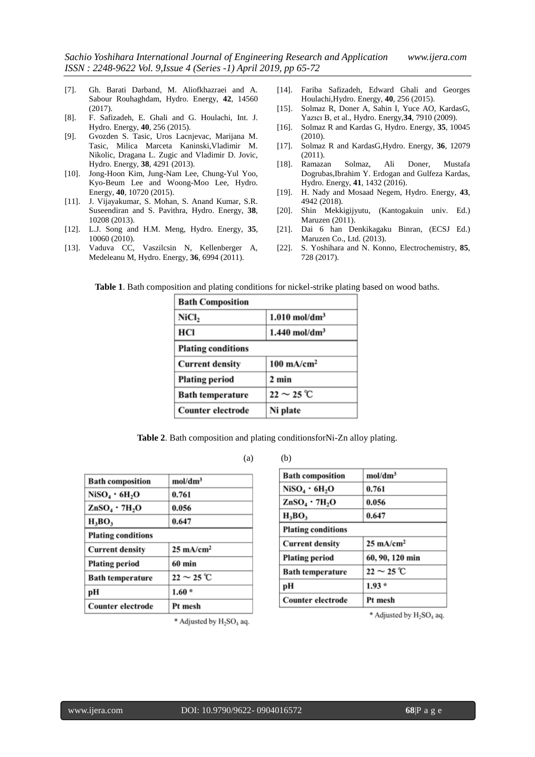[7]. Gh. Barati Darband, M. Aliofkhazraei and A. Sabour Rouhaghdam, Hydro. Energy, **42**, 14560 (2017).

[8]. F. Safizadeh, E. Ghali and G. Houlachi, Int. J. Hydro. Energy, **40**, 256 (2015).

[9]. Gvozden S. Tasic, Uros Lacnjevac, Marijana M. Tasic, Milica Marceta Kaninski,Vladimir M. Nikolic, Dragana L. Zugic and Vladimir D. Jovic, Hydro. Energy, **38**, 4291 (2013).

[10]. Jong-Hoon Kim, Jung-Nam Lee, Chung-Yul Yoo, Kyo-Beum Lee and Woong-Moo Lee, Hydro. Energy, **40**, 10720 (2015).

[11]. J. Vijayakumar, S. Mohan, S. Anand Kumar, S.R. Suseendiran and S. Pavithra, Hydro. Energy, **38**, 10208 (2013).

[12]. L.J. Song and H.M. Meng, Hydro. Energy, **35**, 10060 (2010).

[13]. Vaduva CC, Vaszilcsin N, Kellenberger A, Medeleanu M, Hydro. Energy, **36**, 6994 (2011).

[14]. Fariba Safizadeh, Edward Ghali and Georges Houlachi,Hydro. Energy, **40**, 256 (2015).

[15]. Solmaz R, Doner A, Sahin I, Yuce AO, KardasG, Yazıcı B, et al., Hydro. Energy,**34**, 7910 (2009).

[16]. Solmaz R and Kardas G, Hydro. Energy, **35**, 10045 (2010).

[17]. Solmaz R and KardasG,Hydro. Energy, **36**, 12079 (2011).

[18]. Ramazan Solmaz, Ali Doner, Mustafa Dogrubas,Ibrahim Y. Erdogan and Gulfeza Kardas, Hydro. Energy, **41**, 1432 (2016).

[19]. H. Nady and Mosaad Negem, Hydro. Energy, **43**, 4942 (2018).

[20]. Shin Mekkigijyutu, (Kantogakuin univ. Ed.) Maruzen (2011).

[21]. Dai 6 han Denkikagaku Binran, (ECSJ Ed.) Maruzen Co., Ltd. (2013).

[22]. S. Yoshihara and N. Konno, Electrochemistry, **85**, 728 (2017).

**Table 1**. Bath composition and plating conditions for nickel-strike plating based on wood baths.

| **Bath Composition** | |
|---|---|
| $NiCl_2$ | 1.010 $mol/dm^3$ |
| HCl | 1.440 $mol/dm^3$ |
| **Plating conditions** | |
| Current density | 100 $mA/cm^2$ |
| Plating period | 2 min |
| Bath temperature | 22 ~ 25 ℃ |
| Counter electrode | Ni plate |

**Table 2**. Bath composition and plating conditionsforNi-Zn alloy plating.

(a)

| Bath composition | $mol/dm^3$ |
|---|---|
| $NiSO_4 \cdot 6H_2O$ | 0.761 |
| $ZnSO_4 \cdot 7H_2O$ | 0.056 |
| $H_3BO_3$ | 0.647 |
| **Plating conditions** | |
| Current density | 25 $mA/cm^2$ |
| Plating period | 60 min |
| Bath temperature | 22 ~ 25 ℃ |
| pH | 1.60 * |
| Counter electrode | Pt mesh |

\* Adjusted by $H_2SO_4$ aq.

(b)

| Bath composition | $mol/dm^3$ |
|---|---|
| $NiSO_4 \cdot 6H_2O$ | 0.761 |
| $ZnSO_4 \cdot 7H_2O$ | 0.056 |
| $H_3BO_3$ | 0.647 |
| **Plating conditions** | |
| Current density | 25 $mA/cm^2$ |
| Plating period | 60, 90, 120 min |
| Bath temperature | 22 ~ 25 ℃ |
| pH | 1.93 * |
| Counter electrode | Pt mesh |

\* Adjusted by $H_2SO_4$ aq.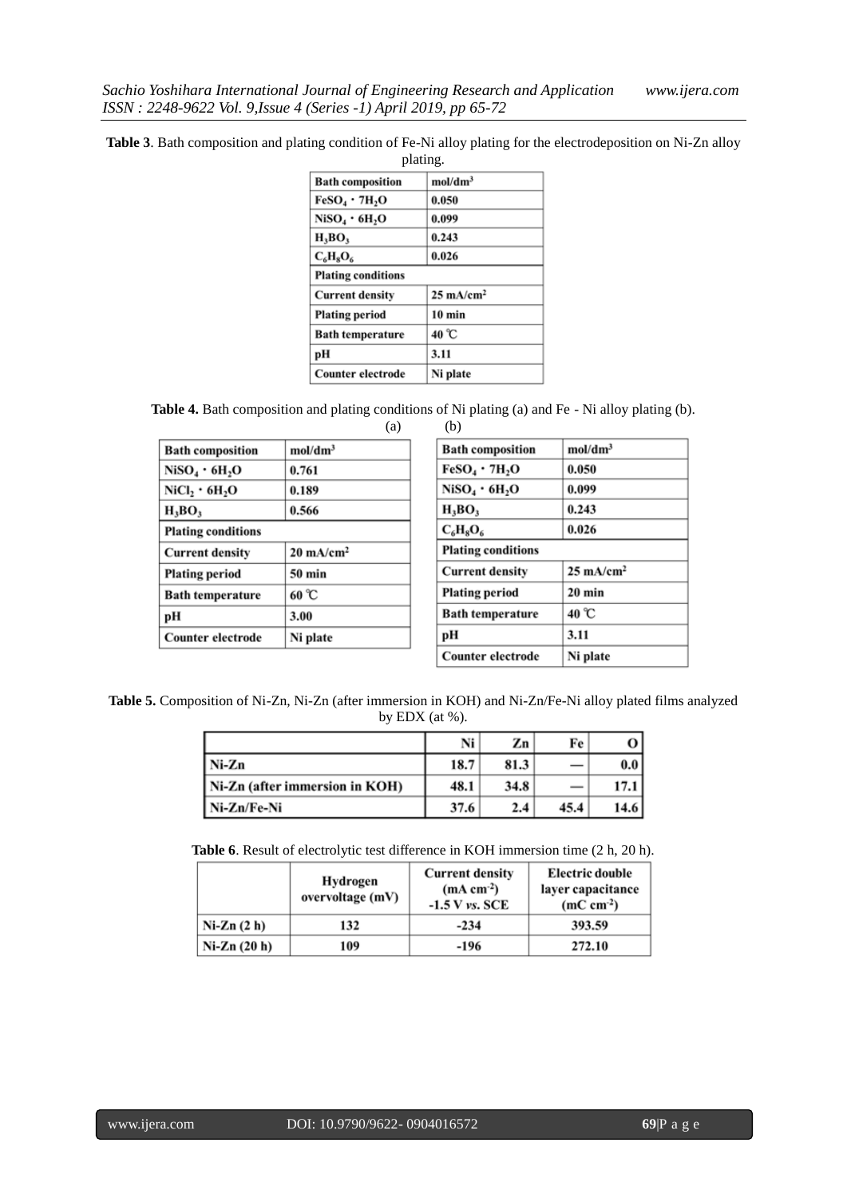**Table 3**. Bath composition and plating condition of Fe-Ni alloy plating for the electrodeposition on Ni-Zn alloy plating.

| Bath composition | mol/dm$^3$ |
|---|---|
| $FeSO_4 \cdot 7H_2O$ | 0.050 |
| $NiSO_4 \cdot 6H_2O$ | 0.099 |
| $H_3BO_3$ | 0.243 |
| $C_6H_8O_6$ | 0.026 |
| **Plating conditions** | |
| Current density | 25 mA/cm$^2$ |
| Plating period | 10 min |
| Bath temperature | 40 ℃ |
| pH | 3.11 |
| Counter electrode | Ni plate |

**Table 4.** Bath composition and plating conditions of Ni plating (a) and Fe - Ni alloy plating (b).

(a)

| Bath composition | mol/dm$^3$ |
|---|---|
| $NiSO_4 \cdot 6H_2O$ | 0.761 |
| $NiCl_2 \cdot 6H_2O$ | 0.189 |
| $H_3BO_3$ | 0.566 |
| **Plating conditions** | |
| Current density | 20 mA/cm$^2$ |
| Plating period | 50 min |
| Bath temperature | 60 ℃ |
| pH | 3.00 |
| Counter electrode | Ni plate |

(b)

| Bath composition | mol/dm$^3$ |
|---|---|
| $FeSO_4 \cdot 7H_2O$ | 0.050 |
| $NiSO_4 \cdot 6H_2O$ | 0.099 |
| $H_3BO_3$ | 0.243 |
| $C_6H_8O_6$ | 0.026 |
| **Plating conditions** | |
| Current density | 25 mA/cm$^2$ |
| Plating period | 20 min |
| Bath temperature | 40 ℃ |
| pH | 3.11 |
| Counter electrode | Ni plate |

**Table 5.** Composition of Ni-Zn, Ni-Zn (after immersion in KOH) and Ni-Zn/Fe-Ni alloy plated films analyzed by EDX (at %).

| | Ni | Zn | Fe | O |
|---|---|---|---|---|
| Ni-Zn | 18.7 | 81.3 | — | 0.0 |
| Ni-Zn (after immersion in KOH) | 48.1 | 34.8 | — | 17.1 |
| Ni-Zn/Fe-Ni | 37.6 | 2.4 | 45.4 | 14.6 |

**Table 6**. Result of electrolytic test difference in KOH immersion time (2 h, 20 h).

| | Hydrogen overvoltage (mV) | Current density (mA cm$^{-2}$) -1.5 V *vs.* SCE | Electric double layer capacitance (mC cm$^{-2}$) |
|---|---|---|---|
| Ni-Zn (2 h) | 132 | -234 | 393.59 |
| Ni-Zn (20 h) | 109 | -196 | 272.10 |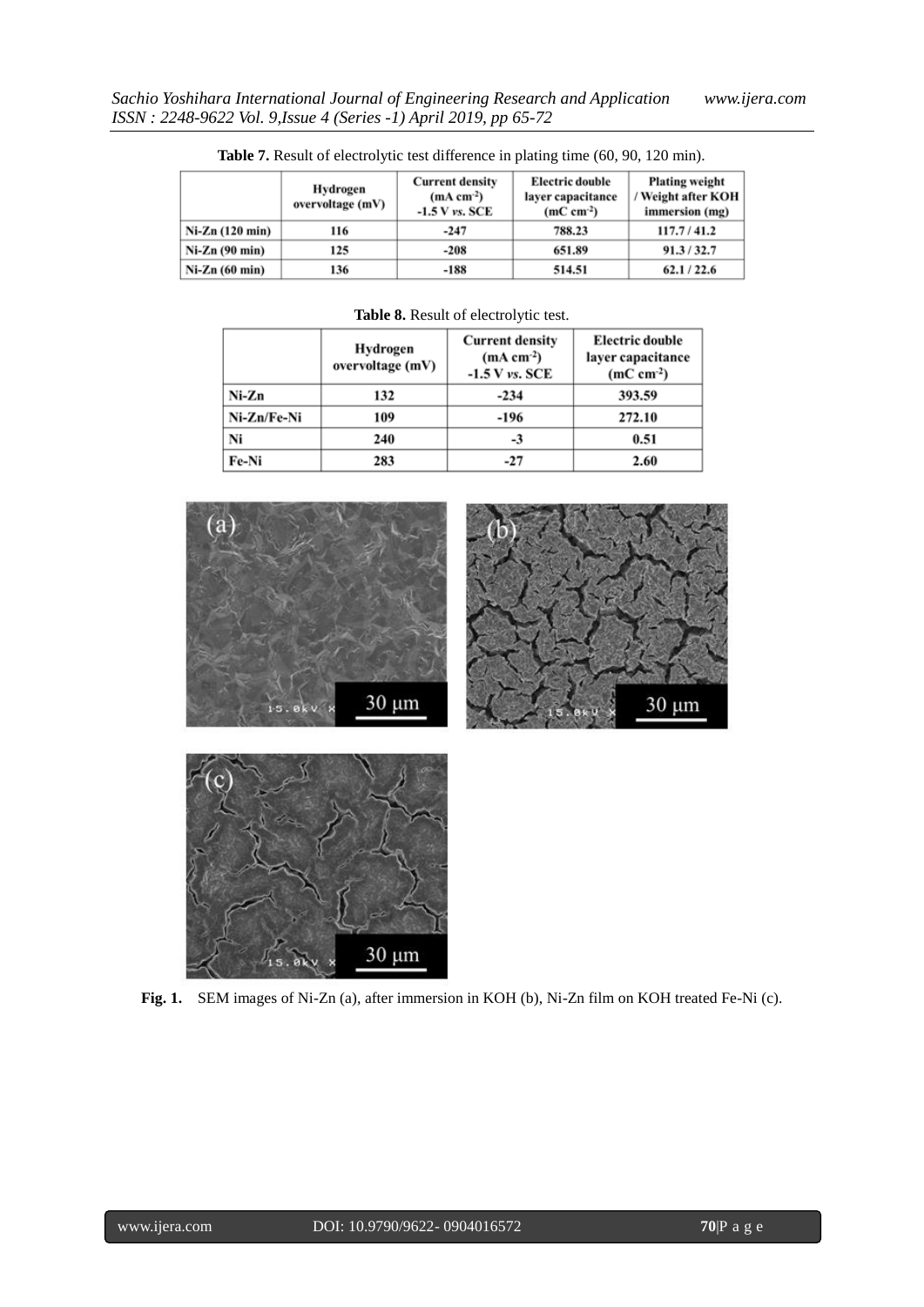**Table 7.** Result of electrolytic test difference in plating time (60, 90, 120 min).

| | Hydrogen overvoltage (mV) | Current density (mA cm$^{-2}$) -1.5 V *vs.* SCE | Electric double layer capacitance (mC cm$^{-2}$) | Plating weight / Weight after KOH immersion (mg) |
|---|---|---|---|---|
| Ni-Zn (120 min) | 116 | -247 | 788.23 | 117.7 / 41.2 |
| Ni-Zn (90 min) | 125 | -208 | 651.89 | 91.3 / 32.7 |
| Ni-Zn (60 min) | 136 | -188 | 514.51 | 62.1 / 22.6 |

**Table 8.** Result of electrolytic test.

| | Hydrogen overvoltage (mV) | Current density (mA cm$^{-2}$) -1.5 V *vs.* SCE | Electric double layer capacitance (mC cm$^{-2}$) |
|---|---|---|---|
| Ni-Zn | 132 | -234 | 393.59 |
| Ni-Zn/Fe-Ni | 109 | -196 | 272.10 |
| Ni | 240 | -3 | 0.51 |
| Fe-Ni | 283 | -27 | 2.60 |

**Fig. 1.** SEM images of Ni-Zn (a), after immersion in KOH (b), Ni-Zn film on KOH treated Fe-Ni (c).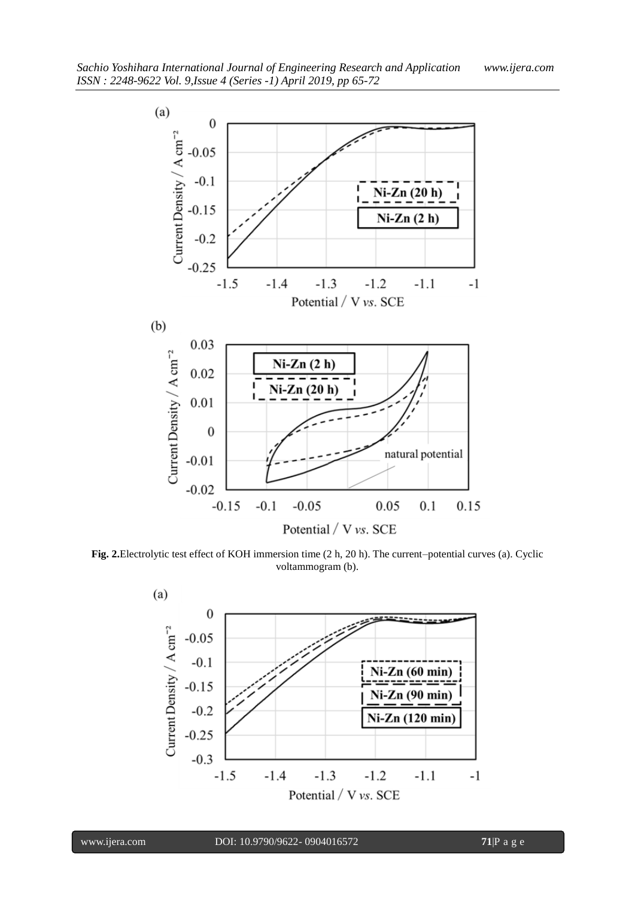**Fig. 2.**Electrolytic test effect of KOH immersion time (2 h, 20 h). The current–potential curves (a). Cyclic voltammogram (b).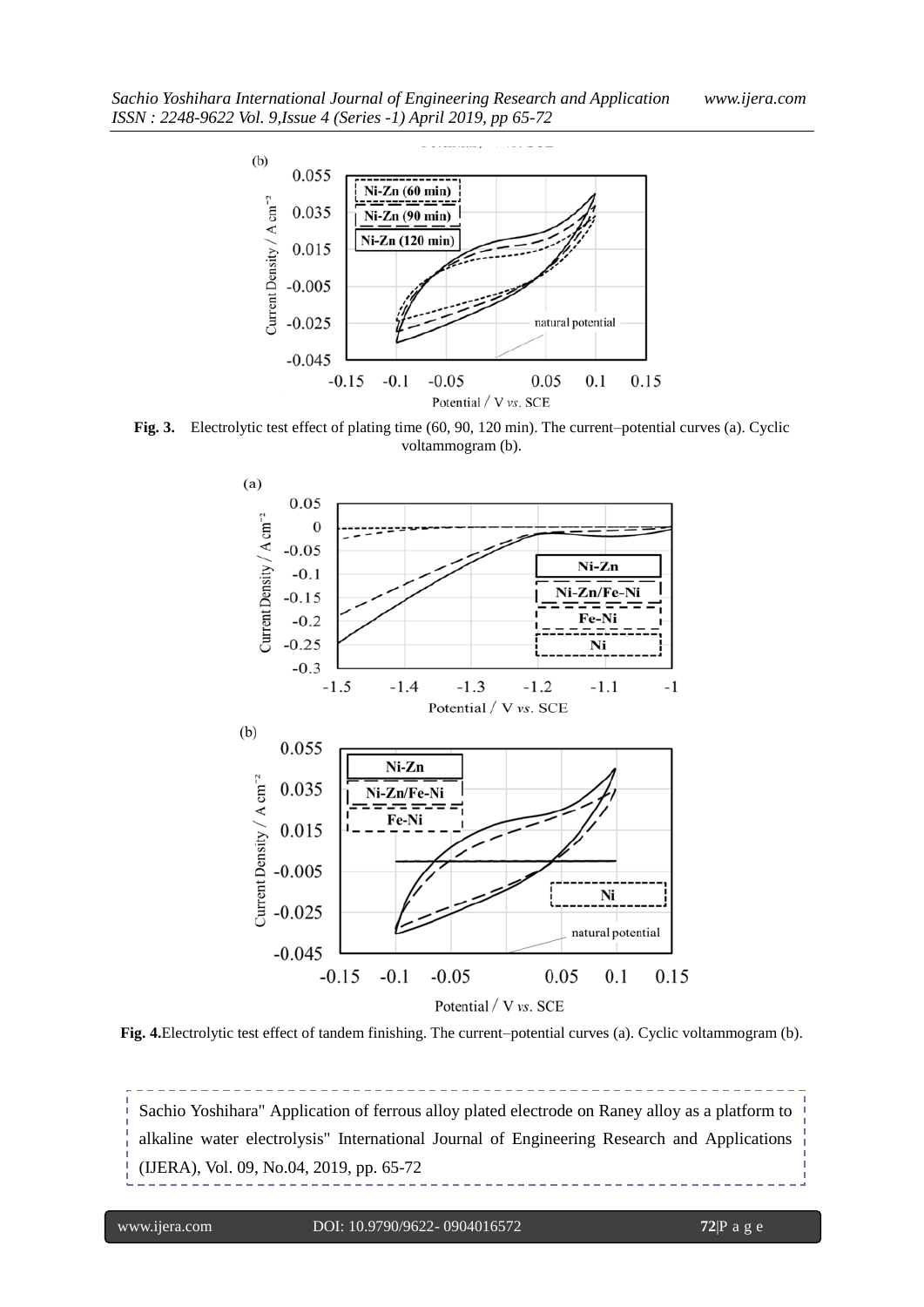(b)

0.055
0.035
0.015
-0.005
-0.025
-0.045

Current Density / A cm⁻²

Ni-Zn (60 min)
Ni-Zn (90 min)
Ni-Zn (120 min)

natural potential

-0.15 -0.1 -0.05 0.05 0.1 0.15

Potential / V *vs*. SCE

**Fig. 3.** Electrolytic test effect of plating time (60, 90, 120 min). The current–potential curves (a). Cyclic voltammogram (b).

(a)

0.05
0
-0.05
-0.1
-0.15
-0.2
-0.25
-0.3

Current Density / A cm⁻²

Ni-Zn
Ni-Zn/Fe-Ni
Fe-Ni
Ni

-1.5 -1.4 -1.3 -1.2 -1.1 -1

Potential / V *vs*. SCE

(b)

0.055
0.035
0.015
-0.005
-0.025
-0.045

Current Density / A cm⁻²

Ni-Zn
Ni-Zn/Fe-Ni
Fe-Ni
Ni

natural potential

-0.15 -0.1 -0.05 0.05 0.1 0.15

Potential / V *vs*. SCE

**Fig. 4.** Electrolytic test effect of tandem finishing. The current–potential curves (a). Cyclic voltammogram (b).

Sachio Yoshihara" Application of ferrous alloy plated electrode on Raney alloy as a platform to alkaline water electrolysis" International Journal of Engineering Research and Applications (IJERA), Vol. 09, No.04, 2019, pp. 65-72